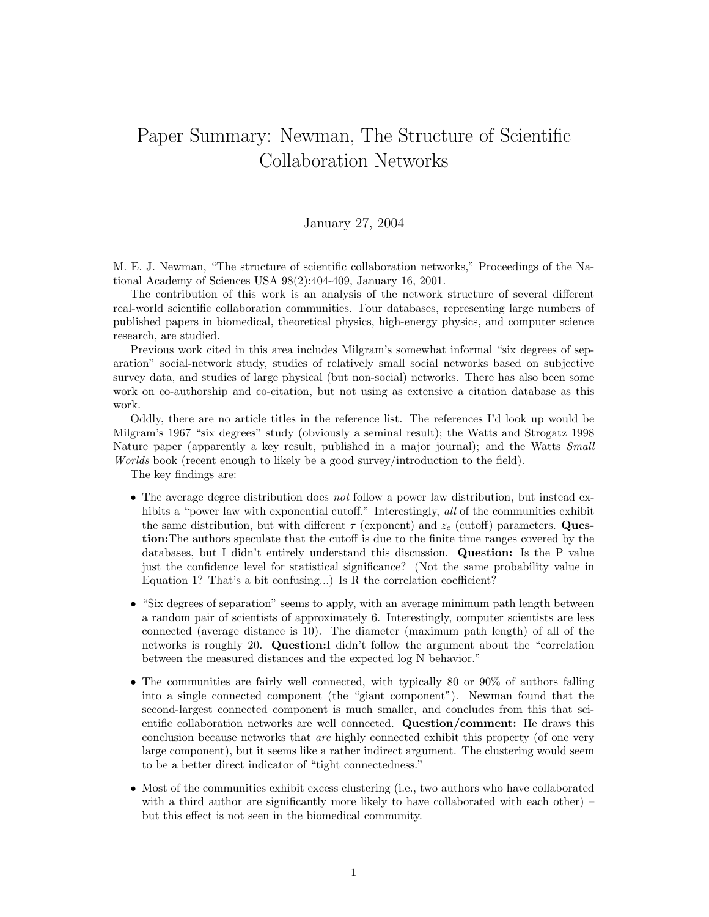# Paper Summary: Newman, The Structure of Scientific Collaboration Networks

January 27, 2004

M. E. J. Newman, "The structure of scientific collaboration networks," Proceedings of the National Academy of Sciences USA 98(2):404-409, January 16, 2001.

The contribution of this work is an analysis of the network structure of several different real-world scientific collaboration communities. Four databases, representing large numbers of published papers in biomedical, theoretical physics, high-energy physics, and computer science research, are studied.

Previous work cited in this area includes Milgram's somewhat informal "six degrees of separation" social-network study, studies of relatively small social networks based on subjective survey data, and studies of large physical (but non-social) networks. There has also been some work on co-authorship and co-citation, but not using as extensive a citation database as this work.

Oddly, there are no article titles in the reference list. The references I'd look up would be Milgram's 1967 "six degrees" study (obviously a seminal result); the Watts and Strogatz 1998 Nature paper (apparently a key result, published in a major journal); and the Watts *Small Worlds* book (recent enough to likely be a good survey/introduction to the field).

The key findings are:

- The average degree distribution does *not* follow a power law distribution, but instead exhibits a "power law with exponential cutoff." Interestingly, *all* of the communities exhibit the same distribution, but with different $\tau$ (exponent) and $z_c$ (cutoff) parameters. **Question:**The authors speculate that the cutoff is due to the finite time ranges covered by the databases, but I didn't entirely understand this discussion. **Question:** Is the P value just the confidence level for statistical significance? (Not the same probability value in Equation 1? That's a bit confusing...) Is R the correlation coefficient?

- "Six degrees of separation" seems to apply, with an average minimum path length between a random pair of scientists of approximately 6. Interestingly, computer scientists are less connected (average distance is 10). The diameter (maximum path length) of all of the networks is roughly 20. **Question:**I didn't follow the argument about the "correlation between the measured distances and the expected log N behavior."

- The communities are fairly well connected, with typically 80 or 90% of authors falling into a single connected component (the "giant component"). Newman found that the second-largest connected component is much smaller, and concludes from this that scientific collaboration networks are well connected. **Question/comment:** He draws this conclusion because networks that *are* highly connected exhibit this property (of one very large component), but it seems like a rather indirect argument. The clustering would seem to be a better direct indicator of "tight connectedness."

- Most of the communities exhibit excess clustering (i.e., two authors who have collaborated with a third author are significantly more likely to have collaborated with each other) – but this effect is not seen in the biomedical community.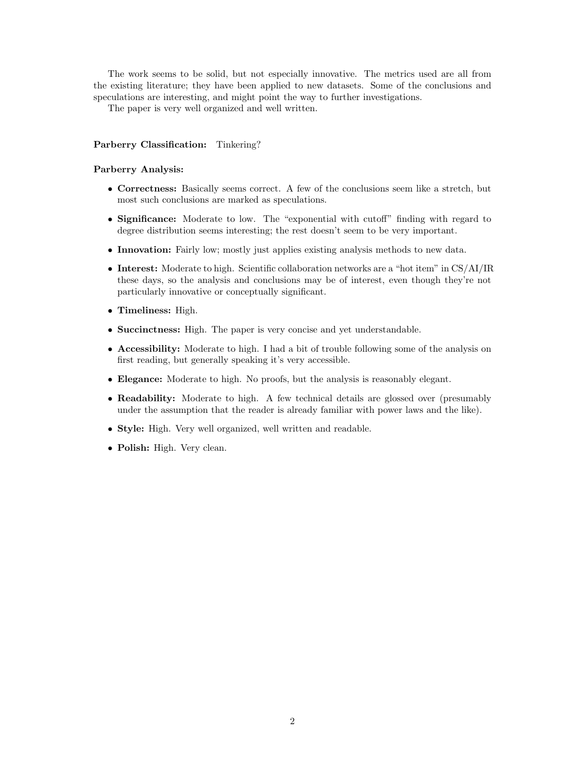The work seems to be solid, but not especially innovative. The metrics used are all from the existing literature; they have been applied to new datasets. Some of the conclusions and speculations are interesting, and might point the way to further investigations.

The paper is very well organized and well written.

**Parberry Classification:** Tinkering?

**Parberry Analysis:**

- **Correctness:** Basically seems correct. A few of the conclusions seem like a stretch, but most such conclusions are marked as speculations.
- **Significance:** Moderate to low. The "exponential with cutoff" finding with regard to degree distribution seems interesting; the rest doesn't seem to be very important.
- **Innovation:** Fairly low; mostly just applies existing analysis methods to new data.
- **Interest:** Moderate to high. Scientific collaboration networks are a "hot item" in CS/AI/IR these days, so the analysis and conclusions may be of interest, even though they're not particularly innovative or conceptually significant.
- **Timeliness:** High.
- **Succinctness:** High. The paper is very concise and yet understandable.
- **Accessibility:** Moderate to high. I had a bit of trouble following some of the analysis on first reading, but generally speaking it's very accessible.
- **Elegance:** Moderate to high. No proofs, but the analysis is reasonably elegant.
- **Readability:** Moderate to high. A few technical details are glossed over (presumably under the assumption that the reader is already familiar with power laws and the like).
- **Style:** High. Very well organized, well written and readable.
- **Polish:** High. Very clean.